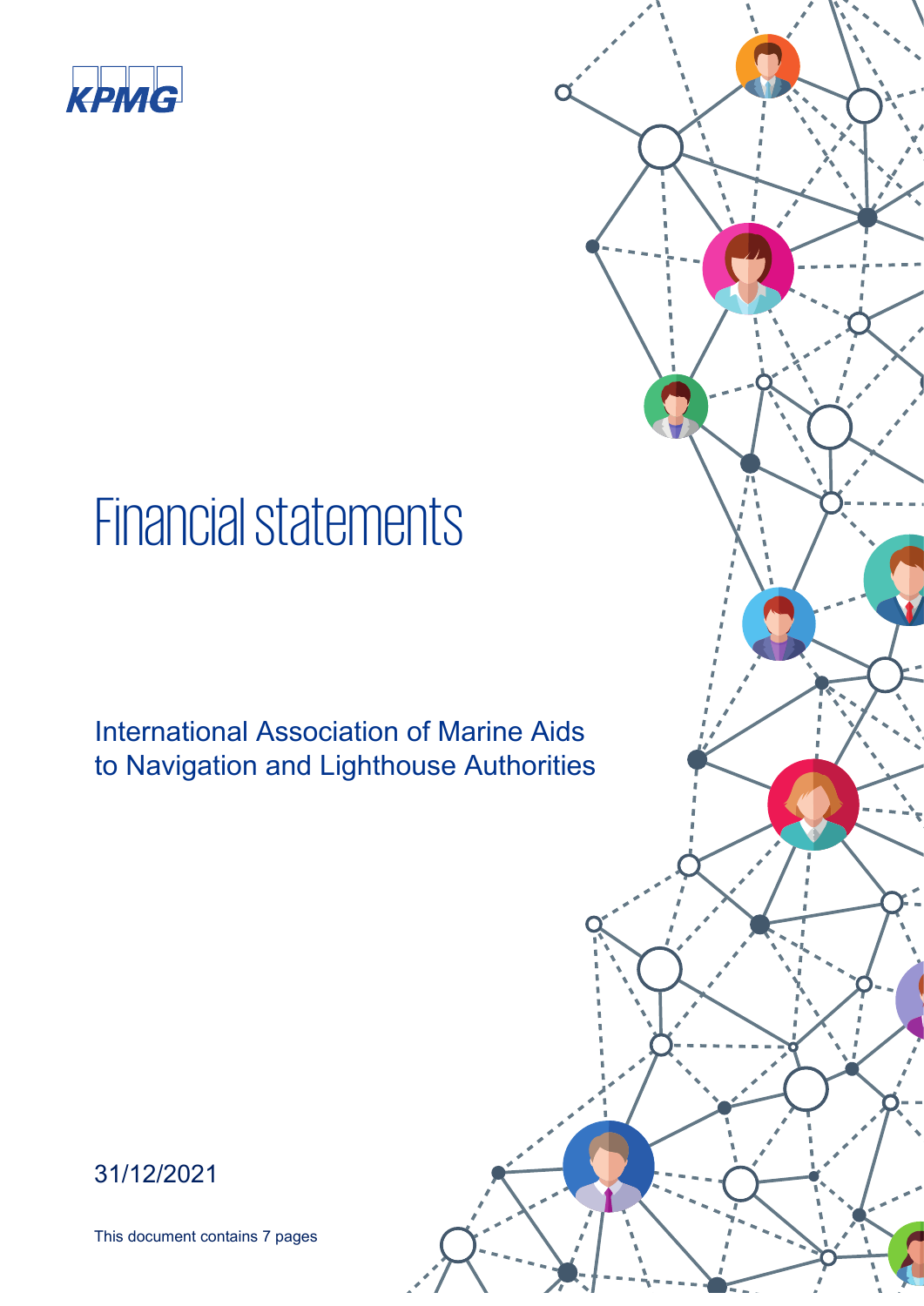KPMG

# Financial statements

## International Association of Marine Aids to Navigation and Lighthouse Authorities

31/12/2021

This document contains 7 pages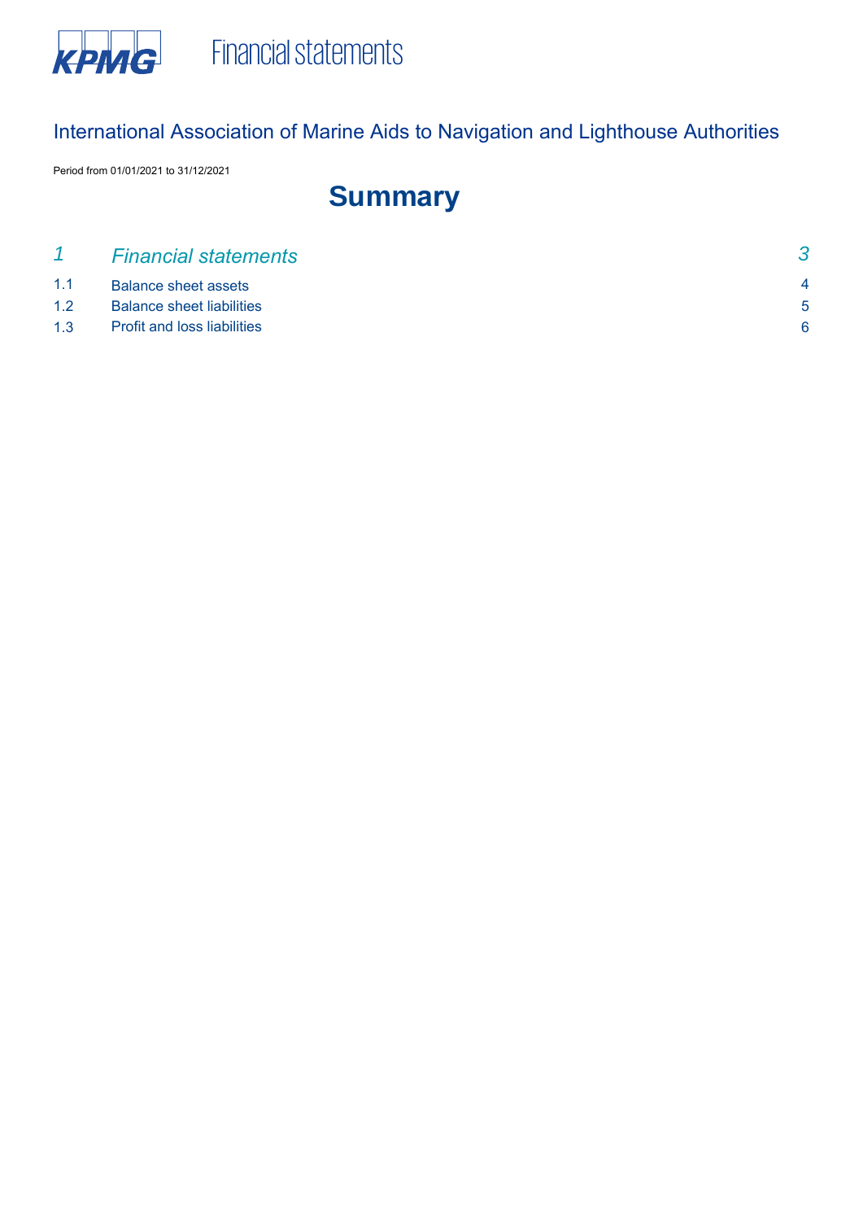Financial statements

International Association of Marine Aids to Navigation and Lighthouse Authorities

Period from 01/01/2021 to 31/12/2021

# Summary

| | | |
|---|---|---|
| *1* | *Financial statements* | *3* |
| 1.1 | Balance sheet assets | 4 |
| 1.2 | Balance sheet liabilities | 5 |
| 1.3 | Profit and loss liabilities | 6 |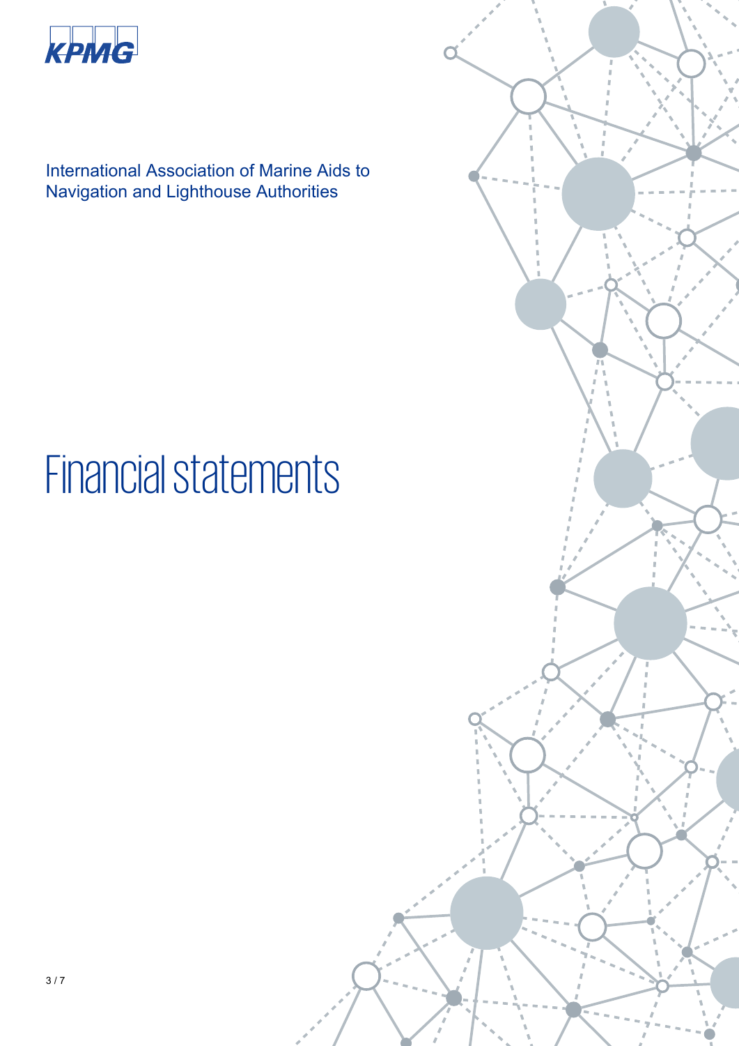KPMG

International Association of Marine Aids to Navigation and Lighthouse Authorities

# Financial statements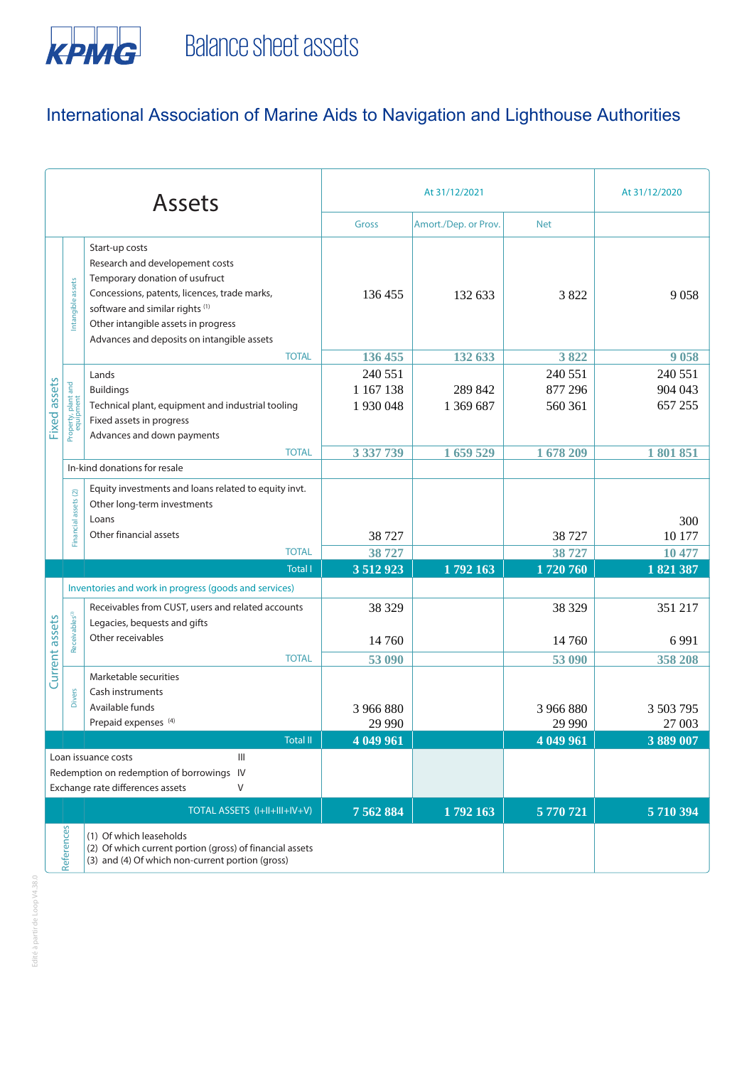# Balance sheet assets

## International Association of Marine Aids to Navigation and Lighthouse Authorities

| Assets | | | At 31/12/2021 | | | At 31/12/2020 |
|---|---|---|---|---|---|---|
| | | | Gross | Amort./Dep. or Prov. | Net | |
| Fixed assets | Intangible assets | Start-up costs<br>Research and developement costs<br>Temporary donation of usufruct<br>Concessions, patents, licences, trade marks, software and similar rights [(1)]<br>Other intangible assets in progress<br>Advances and deposits on intangible assets | 136 455 | 132 633 | 3 822 | 9 058 |
| | | TOTAL | 136 455 | 132 633 | 3 822 | 9 058 |
| | Property, plant and equipment | Lands | 240 551 | | 240 551 | 240 551 |
| | | Buildings | 1 167 138 | 289 842 | 877 296 | 904 043 |
| | | Technical plant, equipment and industrial tooling | 1 930 048 | 1 369 687 | 560 361 | 657 255 |
| | | Fixed assets in progress | | | | |
| | | Advances and down payments | | | | |
| | | TOTAL | 3 337 739 | 1 659 529 | 1 678 209 | 1 801 851 |
| | In-kind donations for resale | | | | | |
| | Financial assets (2) | Equity investments and loans related to equity invt. | | | | |
| | | Other long-term investments | | | | |
| | | Loans | | | | 300 |
| | | Other financial assets | 38 727 | | 38 727 | 10 177 |
| | | TOTAL | 38 727 | | 38 727 | 10 477 |
| | | Total I | 3 512 923 | 1 792 163 | 1 720 760 | 1 821 387 |
| Current assets | Inventories and work in progress (goods and services) | | | | | |
| | Receivables[(3)] | Receivables from CUST, users and related accounts | 38 329 | | 38 329 | 351 217 |
| | | Legacies, bequests and gifts | | | | |
| | | Other receivables | 14 760 | | 14 760 | 6 991 |
| | | TOTAL | 53 090 | | 53 090 | 358 208 |
| | Divers | Marketable securities | | | | |
| | | Cash instruments | | | | |
| | | Available funds | 3 966 880 | | 3 966 880 | 3 503 795 |
| | | Prepaid expenses [(4)] | 29 990 | | 29 990 | 27 003 |
| | | Total II | 4 049 961 | | 4 049 961 | 3 889 007 |
| Loan issuance costs III<br>Redemption on redemption of borrowings IV<br>Exchange rate differences assets V | | | | | | |
| | | TOTAL ASSETS (I+II+III+IV+V) | 7 562 884 | 1 792 163 | 5 770 721 | 5 710 394 |

References:
(1) Of which leaseholds
(2) Of which current portion (gross) of financial assets
(3) and (4) Of which non-current portion (gross)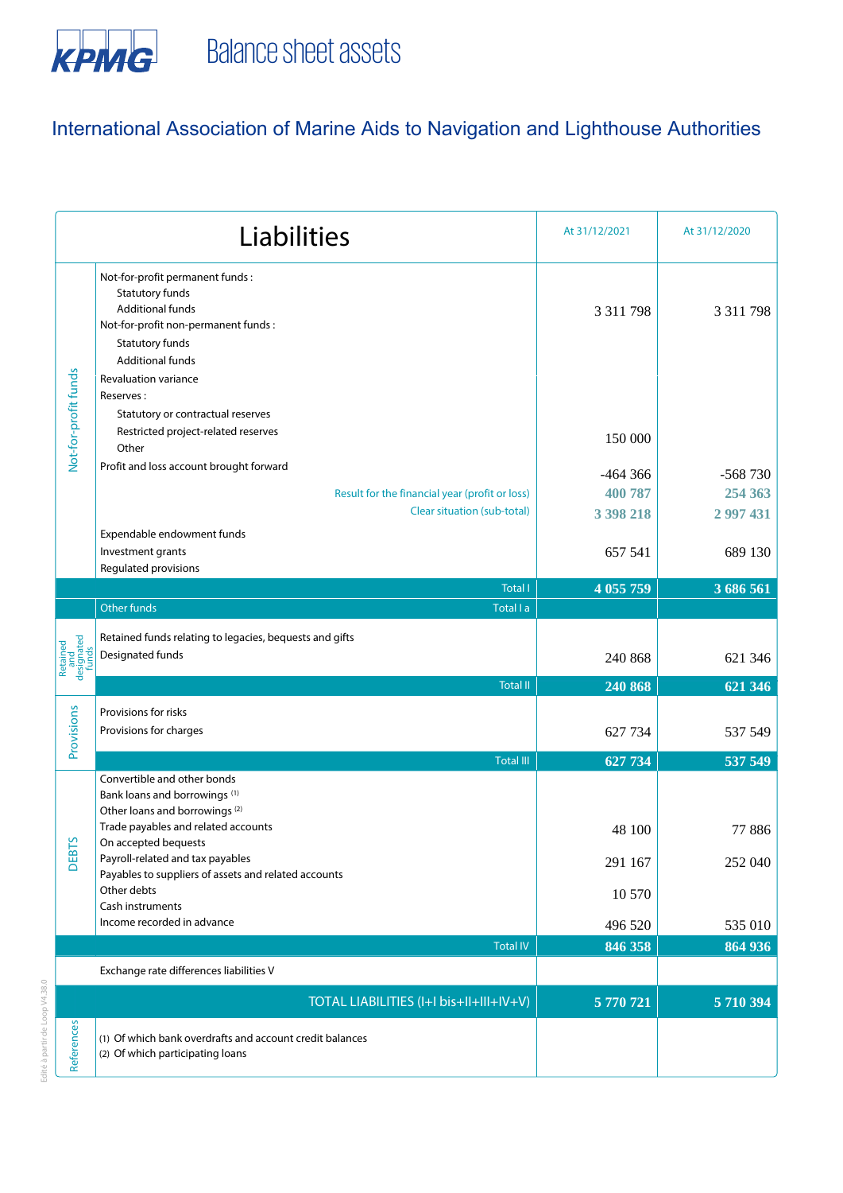# Balance sheet assets

## International Association of Marine Aids to Navigation and Lighthouse Authorities

| | Liabilities | At 31/12/2021 | At 31/12/2020 |
|---|---|---|---|
| Not-for-profit funds | Not-for-profit permanent funds : | | |
| | Statutory funds | | |
| | Additional funds | 3 311 798 | 3 311 798 |
| | Not-for-profit non-permanent funds : | | |
| | Statutory funds | | |
| | Additional funds | | |
| | Revaluation variance | | |
| | Reserves : | | |
| | Statutory or contractual reserves | | |
| | Restricted project-related reserves | 150 000 | |
| | Other | | |
| | Profit and loss account brought forward | -464 366 | -568 730 |
| | Result for the financial year (profit or loss) | 400 787 | 254 363 |
| | Clear situation (sub-total) | 3 398 218 | 2 997 431 |
| | Expendable endowment funds | | |
| | Investment grants | 657 541 | 689 130 |
| | Regulated provisions | | |
| | **Total I** | **4 055 759** | **3 686 561** |
| | Other funds — Total I a | | |
| Retained and designated funds | Retained funds relating to legacies, bequests and gifts | | |
| | Designated funds | 240 868 | 621 346 |
| | **Total II** | **240 868** | **621 346** |
| Provisions | Provisions for risks | | |
| | Provisions for charges | 627 734 | 537 549 |
| | **Total III** | **627 734** | **537 549** |
| DEBTS | Convertible and other bonds | | |
| | Bank loans and borrowings [1] | | |
| | Other loans and borrowings [2] | | |
| | Trade payables and related accounts | 48 100 | 77 886 |
| | On accepted bequests | | |
| | Payroll-related and tax payables | 291 167 | 252 040 |
| | Payables to suppliers of assets and related accounts | | |
| | Other debts | 10 570 | |
| | Cash instruments | | |
| | Income recorded in advance | 496 520 | 535 010 |
| | **Total IV** | **846 358** | **864 936** |
| | Exchange rate differences liabilities V | | |
| | **TOTAL LIABILITIES (I+I bis+II+III+IV+V)** | **5 770 721** | **5 710 394** |
| References | (1) Of which bank overdrafts and account credit balances | | |
| | (2) Of which participating loans | | |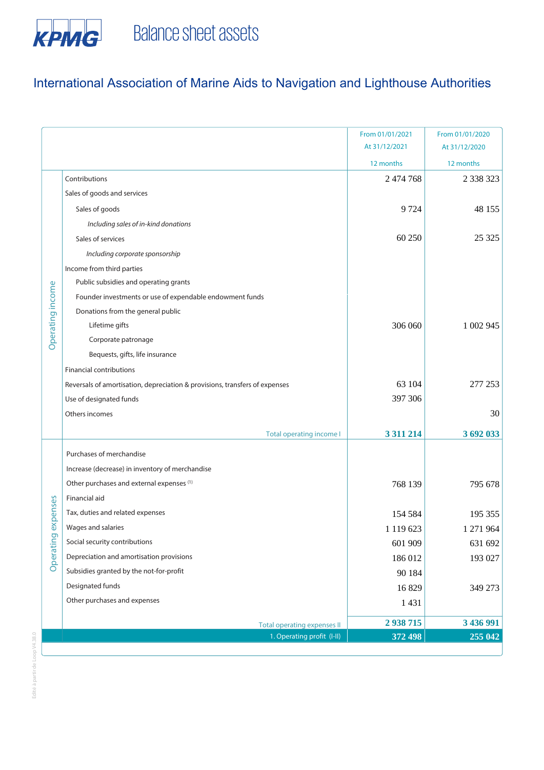# Balance sheet assets

## International Association of Marine Aids to Navigation and Lighthouse Authorities

| | | From 01/01/2021 At 31/12/2021 12 months | From 01/01/2020 At 31/12/2020 12 months |
|---|---|---|---|
| Operating income | Contributions | 2 474 768 | 2 338 323 |
| | Sales of goods and services | | |
| | Sales of goods | 9 724 | 48 155 |
| | *Including sales of in-kind donations* | | |
| | Sales of services | 60 250 | 25 325 |
| | *Including corporate sponsorship* | | |
| | Income from third parties | | |
| | Public subsidies and operating grants | | |
| | Founder investments or use of expendable endowment funds | | |
| | Donations from the general public | | |
| | Lifetime gifts | 306 060 | 1 002 945 |
| | Corporate patronage | | |
| | Bequests, gifts, life insurance | | |
| | Financial contributions | | |
| | Reversals of amortisation, depreciation & provisions, transfers of expenses | 63 104 | 277 253 |
| | Use of designated funds | 397 306 | |
| | Others incomes | | 30 |
| | **Total operating income I** | **3 311 214** | **3 692 033** |
| Operating expenses | Purchases of merchandise | | |
| | Increase (decrease) in inventory of merchandise | | |
| | Other purchases and external expenses [1] | 768 139 | 795 678 |
| | Financial aid | | |
| | Tax, duties and related expenses | 154 584 | 195 355 |
| | Wages and salaries | 1 119 623 | 1 271 964 |
| | Social security contributions | 601 909 | 631 692 |
| | Depreciation and amortisation provisions | 186 012 | 193 027 |
| | Subsidies granted by the not-for-profit | 90 184 | |
| | Designated funds | 16 829 | 349 273 |
| | Other purchases and expenses | 1 431 | |
| | **Total operating expenses II** | **2 938 715** | **3 436 991** |
| | **1. Operating profit (I-II)** | **372 498** | **255 042** |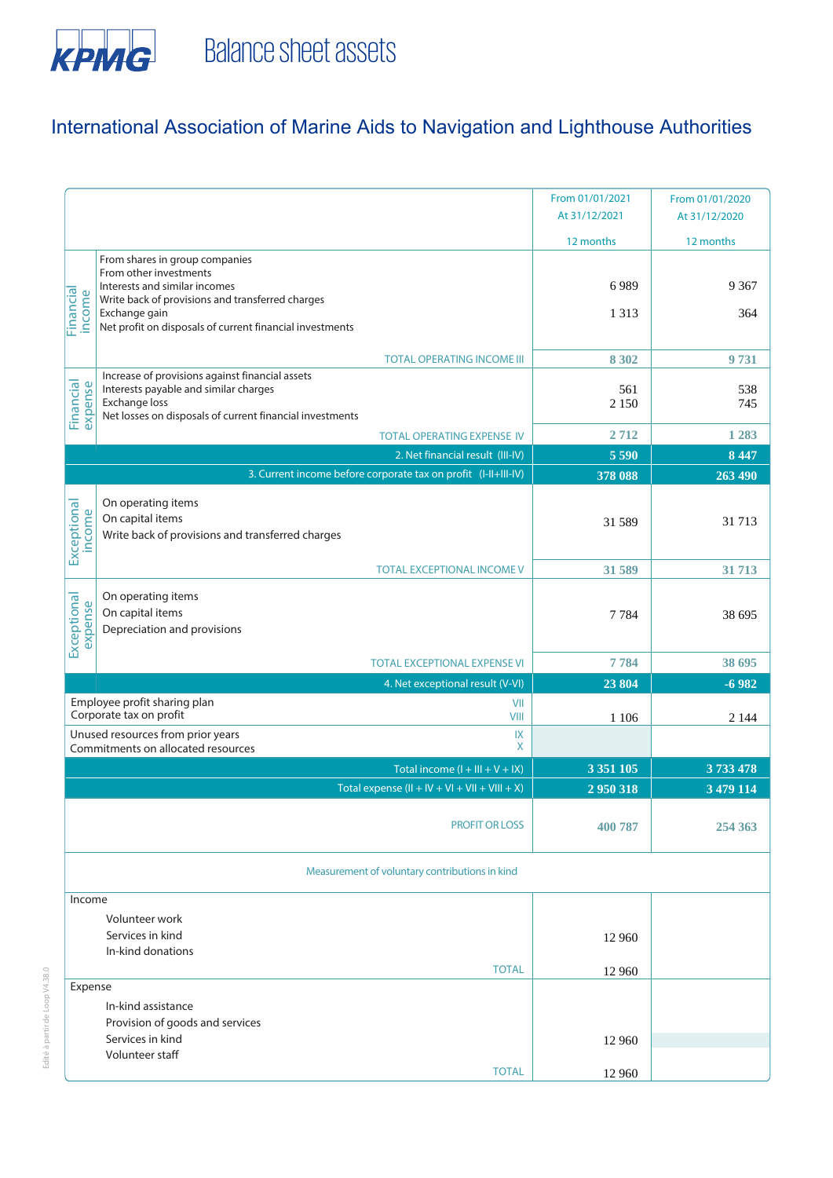# Balance sheet assets

## International Association of Marine Aids to Navigation and Lighthouse Authorities

| | | From 01/01/2021 At 31/12/2021 12 months | From 01/01/2020 At 31/12/2020 12 months |
|---|---|---|---|
| Financial income | From shares in group companies<br>From other investments<br>Interests and similar incomes<br>Write back of provisions and transferred charges<br>Exchange gain<br>Net profit on disposals of current financial investments | 6 989<br><br>1 313 | 9 367<br><br>364 |
| | TOTAL OPERATING INCOME III | **8 302** | **9 731** |
| Financial expense | Increase of provisions against financial assets<br>Interests payable and similar charges<br>Exchange loss<br>Net losses on disposals of current financial investments | 561<br>2 150 | 538<br>745 |
| | TOTAL OPERATING EXPENSE IV | **2 712** | **1 283** |
| | 2. Net financial result (III-IV) | **5 590** | **8 447** |
| | 3. Current income before corporate tax on profit (I-II+III-IV) | **378 088** | **263 490** |
| Exceptional income | On operating items<br>On capital items<br>Write back of provisions and transferred charges | 31 589 | 31 713 |
| | TOTAL EXCEPTIONAL INCOME V | **31 589** | **31 713** |
| Exceptional expense | On operating items<br>On capital items<br>Depreciation and provisions | 7 784 | 38 695 |
| | TOTAL EXCEPTIONAL EXPENSE VI | **7 784** | **38 695** |
| | 4. Net exceptional result (V-VI) | **23 804** | **-6 982** |
| Employee profit sharing plan<br>Corporate tax on profit | VII<br>VIII | 1 106 | 2 144 |
| Unused resources from prior years<br>Commitments on allocated resources | IX<br>X | | |
| | Total income (I + III + V + IX) | **3 351 105** | **3 733 478** |
| | Total expense (II + IV + VI + VII + VIII + X) | **2 950 318** | **3 479 114** |
| | PROFIT OR LOSS | **400 787** | **254 363** |

Measurement of voluntary contributions in kind

| | | | |
|---|---|---|---|
| Income | Volunteer work<br>Services in kind<br>In-kind donations | 12 960 | |
| | TOTAL | 12 960 | |
| Expense | In-kind assistance<br>Provision of goods and services<br>Services in kind<br>Volunteer staff | 12 960 | |
| | TOTAL | 12 960 | |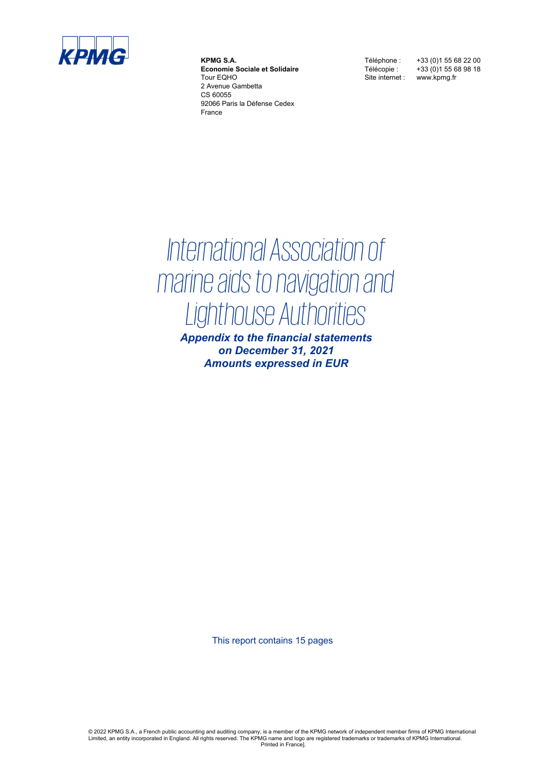**KPMG S.A.**
**Economie Sociale et Solidaire**
Tour EQHO
2 Avenue Gambetta
CS 60055
92066 Paris la Défense Cedex
France

Téléphone : +33 (0)1 55 68 22 00
Télécopie : +33 (0)1 55 68 98 18
Site internet : www.kpmg.fr

# International Association of marine aids to navigation and Lighthouse Authorities

***Appendix to the financial statements***
***on December 31, 2021***
***Amounts expressed in EUR***

This report contains 15 pages

© 2022 KPMG S.A., a French public accounting and auditing company, is a member of the KPMG network of independent member firms of KPMG International Limited, an entity incorporated in England. All rights reserved. The KPMG name and logo are registered trademarks or trademarks of KPMG International. Printed in France].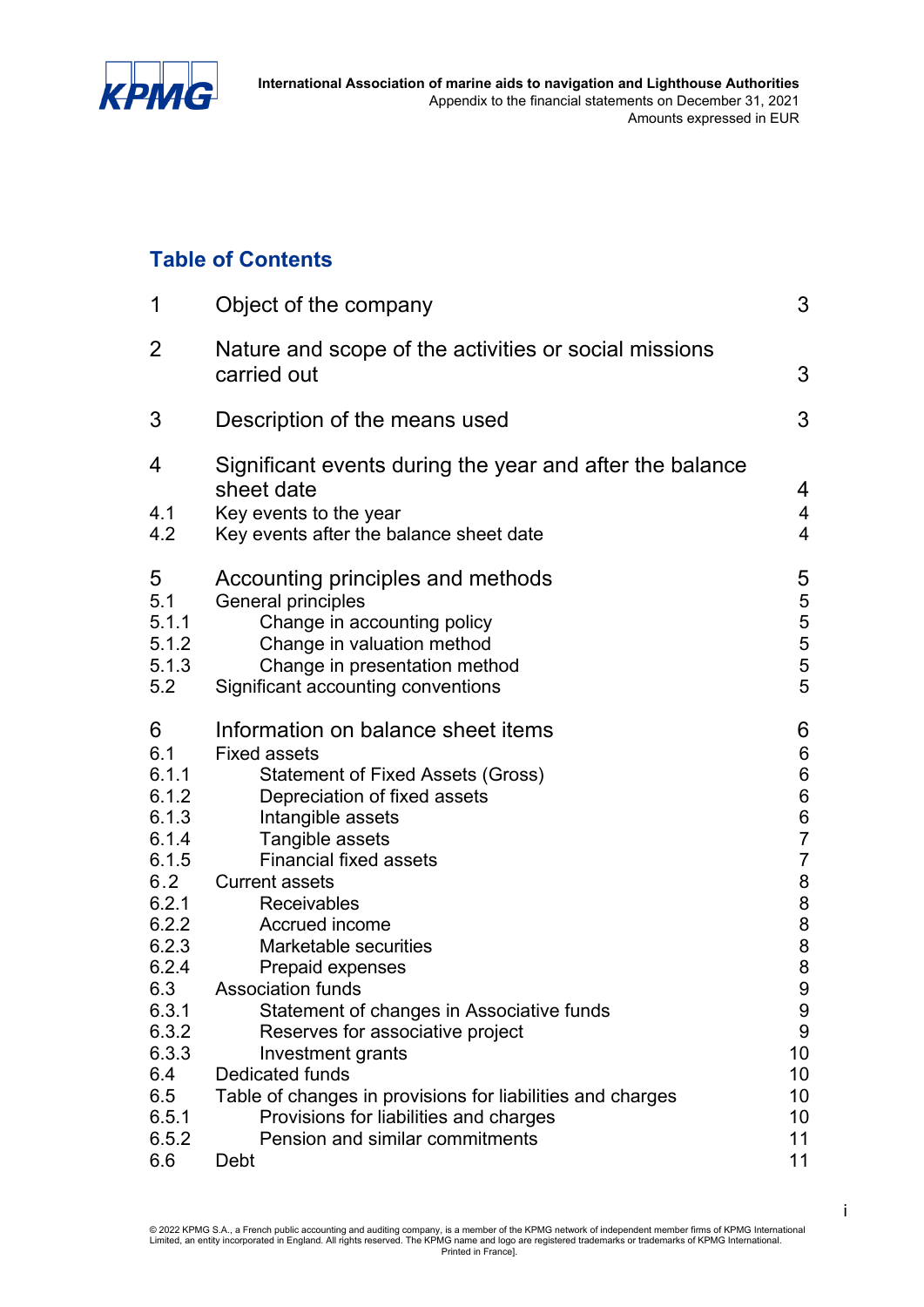## Table of Contents

| | | |
|---|---|---|
| 1 | Object of the company | 3 |
| 2 | Nature and scope of the activities or social missions carried out | 3 |
| 3 | Description of the means used | 3 |
| 4 | Significant events during the year and after the balance sheet date | 4 |
| 4.1 | Key events to the year | 4 |
| 4.2 | Key events after the balance sheet date | 4 |
| 5 | Accounting principles and methods | 5 |
| 5.1 | General principles | 5 |
| 5.1.1 | Change in accounting policy | 5 |
| 5.1.2 | Change in valuation method | 5 |
| 5.1.3 | Change in presentation method | 5 |
| 5.2 | Significant accounting conventions | 5 |
| 6 | Information on balance sheet items | 6 |
| 6.1 | Fixed assets | 6 |
| 6.1.1 | Statement of Fixed Assets (Gross) | 6 |
| 6.1.2 | Depreciation of fixed assets | 6 |
| 6.1.3 | Intangible assets | 6 |
| 6.1.4 | Tangible assets | 7 |
| 6.1.5 | Financial fixed assets | 7 |
| 6.2 | Current assets | 8 |
| 6.2.1 | Receivables | 8 |
| 6.2.2 | Accrued income | 8 |
| 6.2.3 | Marketable securities | 8 |
| 6.2.4 | Prepaid expenses | 8 |
| 6.3 | Association funds | 9 |
| 6.3.1 | Statement of changes in Associative funds | 9 |
| 6.3.2 | Reserves for associative project | 9 |
| 6.3.3 | Investment grants | 10 |
| 6.4 | Dedicated funds | 10 |
| 6.5 | Table of changes in provisions for liabilities and charges | 10 |
| 6.5.1 | Provisions for liabilities and charges | 10 |
| 6.5.2 | Pension and similar commitments | 11 |
| 6.6 | Debt | 11 |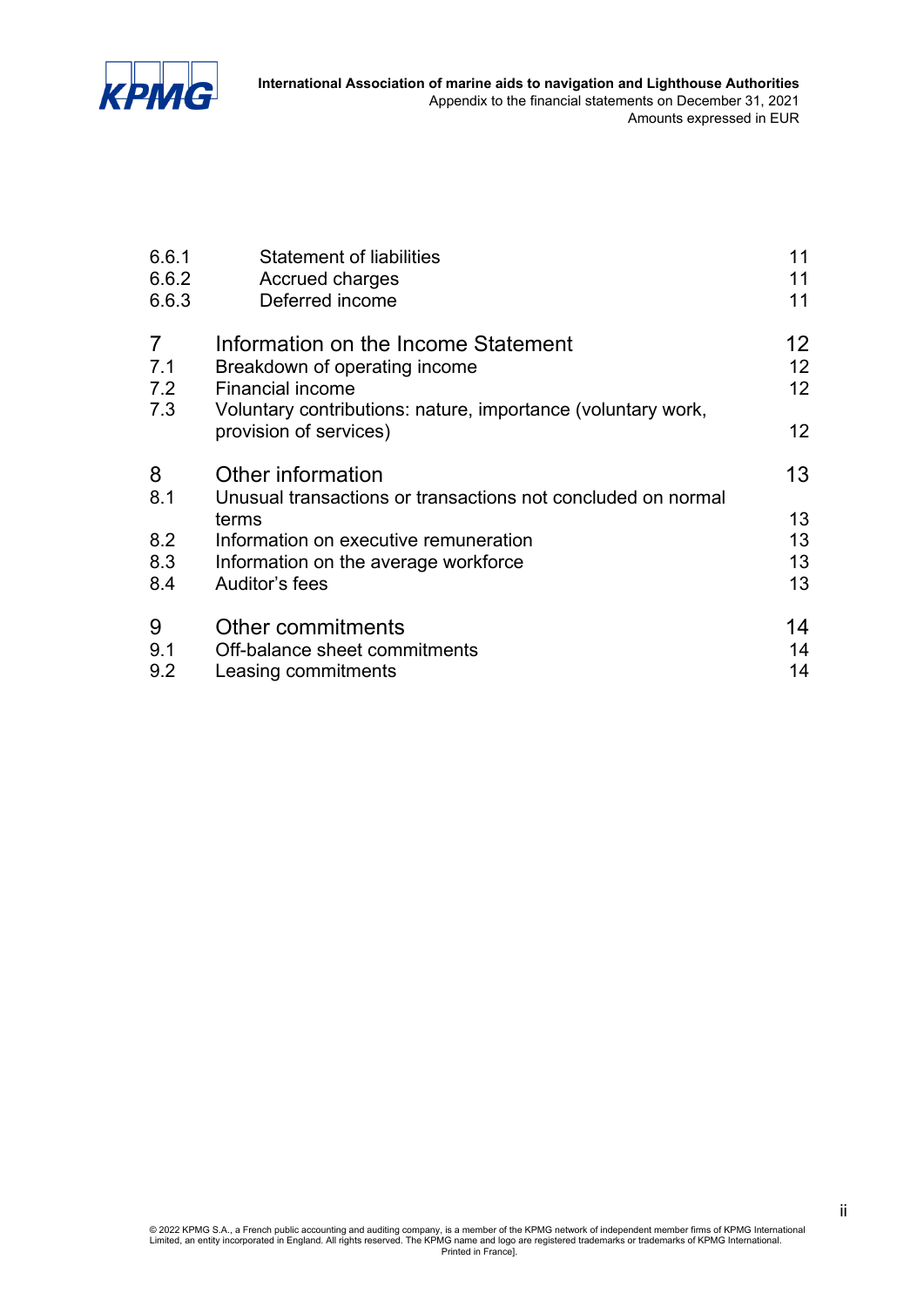| | | |
|---|---|---|
| 6.6.1 | Statement of liabilities | 11 |
| 6.6.2 | Accrued charges | 11 |
| 6.6.3 | Deferred income | 11 |
| 7 | Information on the Income Statement | 12 |
| 7.1 | Breakdown of operating income | 12 |
| 7.2 | Financial income | 12 |
| 7.3 | Voluntary contributions: nature, importance (voluntary work, provision of services) | 12 |
| 8 | Other information | 13 |
| 8.1 | Unusual transactions or transactions not concluded on normal terms | 13 |
| 8.2 | Information on executive remuneration | 13 |
| 8.3 | Information on the average workforce | 13 |
| 8.4 | Auditor's fees | 13 |
| 9 | Other commitments | 14 |
| 9.1 | Off-balance sheet commitments | 14 |
| 9.2 | Leasing commitments | 14 |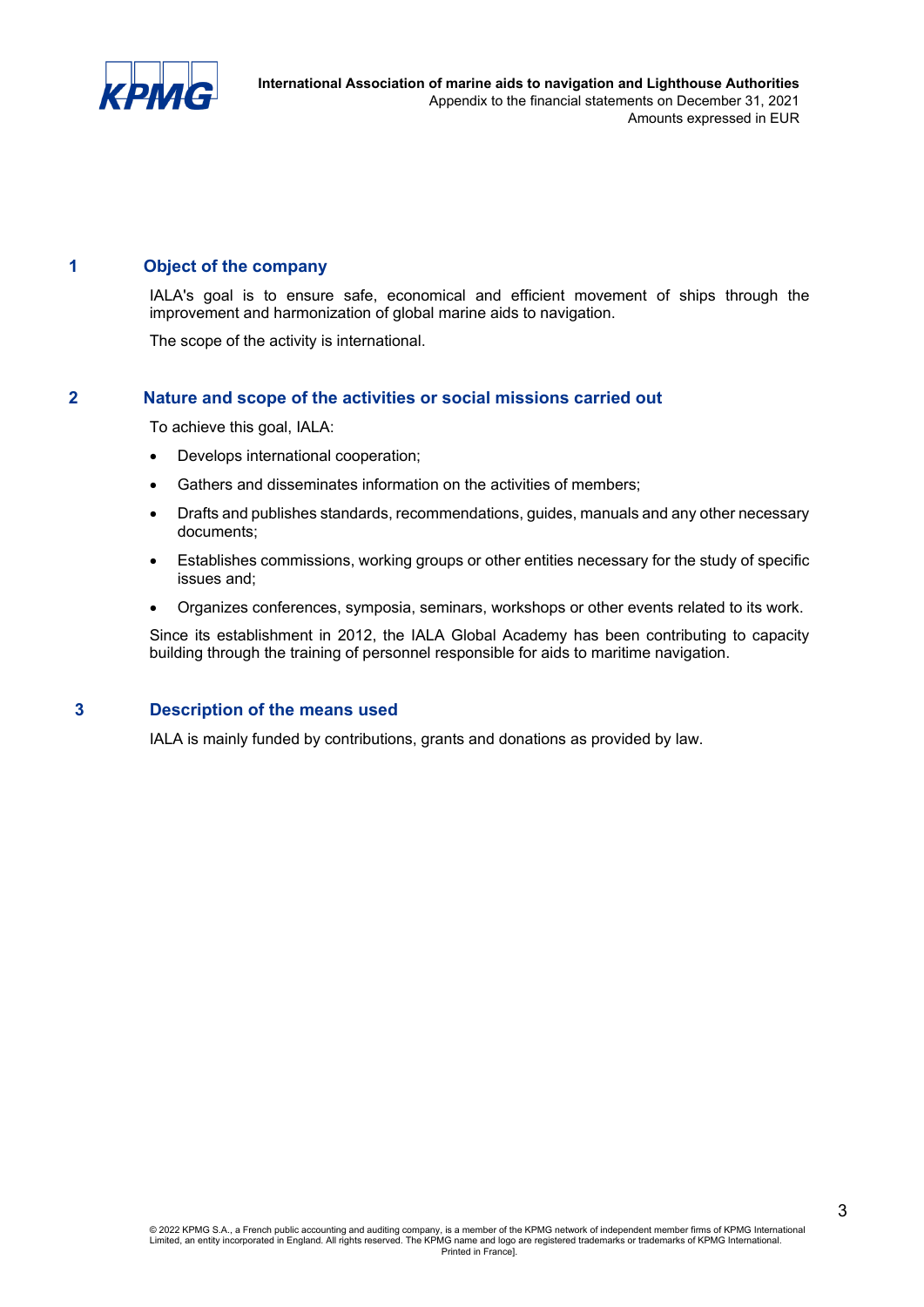## 1 Object of the company

IALA's goal is to ensure safe, economical and efficient movement of ships through the improvement and harmonization of global marine aids to navigation.

The scope of the activity is international.

## 2 Nature and scope of the activities or social missions carried out

To achieve this goal, IALA:

- Develops international cooperation;
- Gathers and disseminates information on the activities of members;
- Drafts and publishes standards, recommendations, guides, manuals and any other necessary documents;
- Establishes commissions, working groups or other entities necessary for the study of specific issues and;
- Organizes conferences, symposia, seminars, workshops or other events related to its work.

Since its establishment in 2012, the IALA Global Academy has been contributing to capacity building through the training of personnel responsible for aids to maritime navigation.

## 3 Description of the means used

IALA is mainly funded by contributions, grants and donations as provided by law.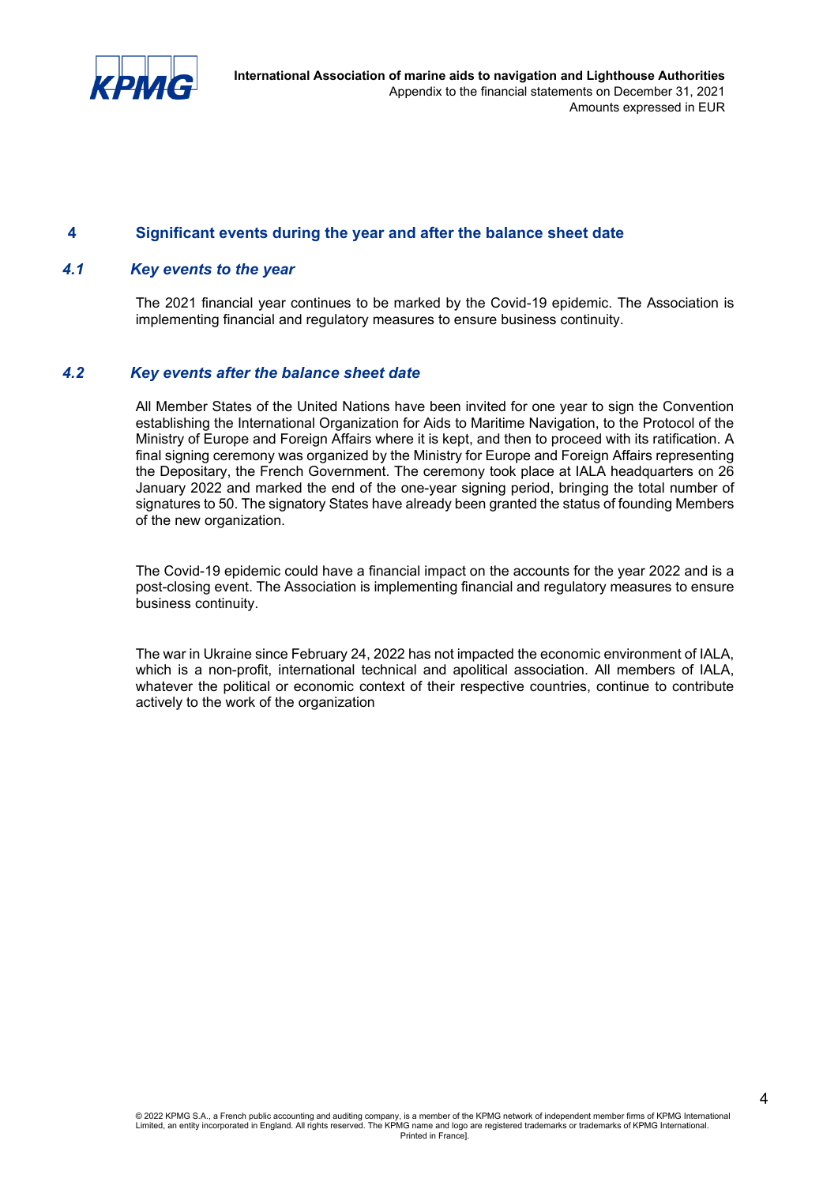## 4 Significant events during the year and after the balance sheet date

### *4.1 Key events to the year*

The 2021 financial year continues to be marked by the Covid-19 epidemic. The Association is implementing financial and regulatory measures to ensure business continuity.

### *4.2 Key events after the balance sheet date*

All Member States of the United Nations have been invited for one year to sign the Convention establishing the International Organization for Aids to Maritime Navigation, to the Protocol of the Ministry of Europe and Foreign Affairs where it is kept, and then to proceed with its ratification. A final signing ceremony was organized by the Ministry for Europe and Foreign Affairs representing the Depositary, the French Government. The ceremony took place at IALA headquarters on 26 January 2022 and marked the end of the one-year signing period, bringing the total number of signatures to 50. The signatory States have already been granted the status of founding Members of the new organization.

The Covid-19 epidemic could have a financial impact on the accounts for the year 2022 and is a post-closing event. The Association is implementing financial and regulatory measures to ensure business continuity.

The war in Ukraine since February 24, 2022 has not impacted the economic environment of IALA, which is a non-profit, international technical and apolitical association. All members of IALA, whatever the political or economic context of their respective countries, continue to contribute actively to the work of the organization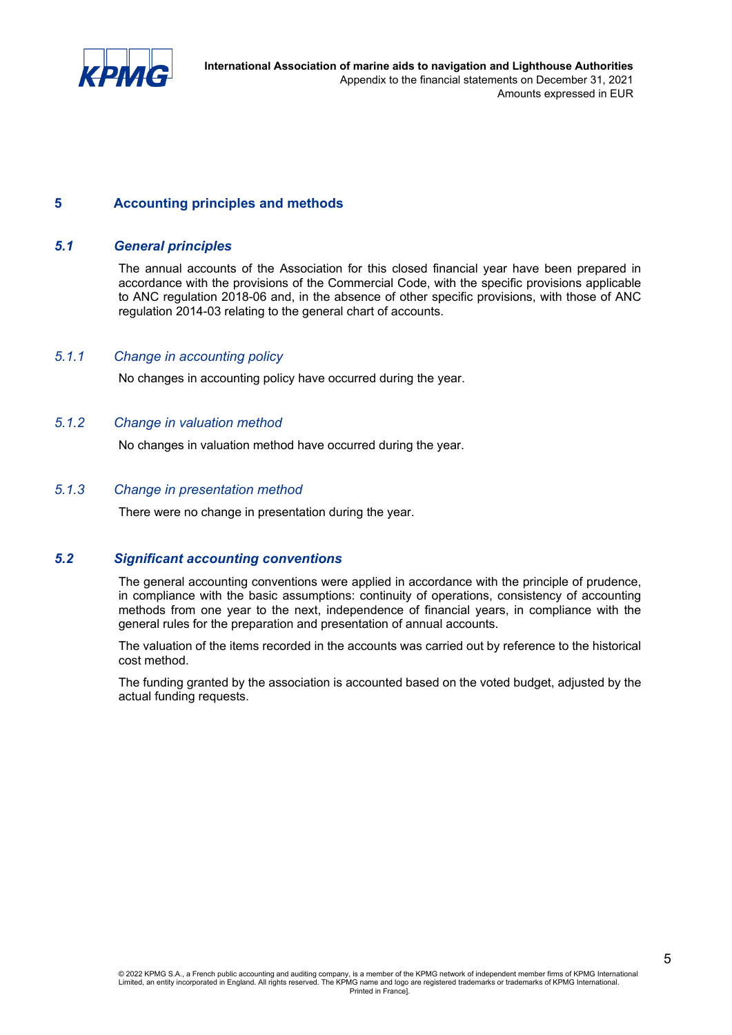## 5 Accounting principles and methods

### *5.1 General principles*

The annual accounts of the Association for this closed financial year have been prepared in accordance with the provisions of the Commercial Code, with the specific provisions applicable to ANC regulation 2018-06 and, in the absence of other specific provisions, with those of ANC regulation 2014-03 relating to the general chart of accounts.

#### *5.1.1 Change in accounting policy*

No changes in accounting policy have occurred during the year.

#### *5.1.2 Change in valuation method*

No changes in valuation method have occurred during the year.

#### *5.1.3 Change in presentation method*

There were no change in presentation during the year.

### *5.2 Significant accounting conventions*

The general accounting conventions were applied in accordance with the principle of prudence, in compliance with the basic assumptions: continuity of operations, consistency of accounting methods from one year to the next, independence of financial years, in compliance with the general rules for the preparation and presentation of annual accounts.

The valuation of the items recorded in the accounts was carried out by reference to the historical cost method.

The funding granted by the association is accounted based on the voted budget, adjusted by the actual funding requests.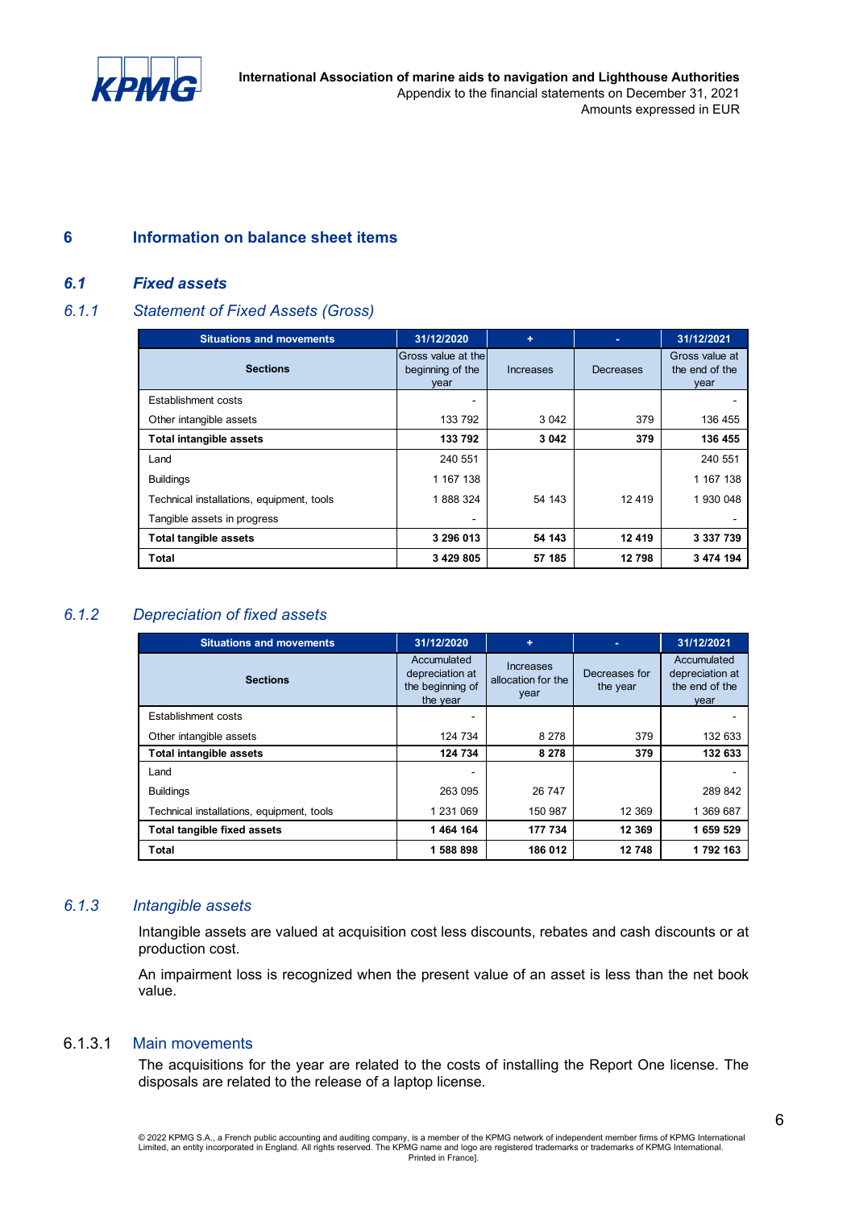## 6 Information on balance sheet items

### *6.1 Fixed assets*

### *6.1.1 Statement of Fixed Assets (Gross)*

| Situations and movements | 31/12/2020 | + | - | 31/12/2021 |
|---|---|---|---|---|
| **Sections** | Gross value at the beginning of the year | Increases | Decreases | Gross value at the end of the year |
| Establishment costs | - | | | - |
| Other intangible assets | 133 792 | 3 042 | 379 | 136 455 |
| **Total intangible assets** | **133 792** | **3 042** | **379** | **136 455** |
| Land | 240 551 | | | 240 551 |
| Buildings | 1 167 138 | | | 1 167 138 |
| Technical installations, equipment, tools | 1 888 324 | 54 143 | 12 419 | 1 930 048 |
| Tangible assets in progress | - | | | - |
| **Total tangible assets** | **3 296 013** | **54 143** | **12 419** | **3 337 739** |
| **Total** | **3 429 805** | **57 185** | **12 798** | **3 474 194** |

### *6.1.2 Depreciation of fixed assets*

| Situations and movements | 31/12/2020 | + | - | 31/12/2021 |
|---|---|---|---|---|
| **Sections** | Accumulated depreciation at the beginning of the year | Increases allocation for the year | Decreases for the year | Accumulated depreciation at the end of the year |
| Establishment costs | - | | | - |
| Other intangible assets | 124 734 | 8 278 | 379 | 132 633 |
| **Total intangible assets** | **124 734** | **8 278** | **379** | **132 633** |
| Land | - | | | - |
| Buildings | 263 095 | 26 747 | | 289 842 |
| Technical installations, equipment, tools | 1 231 069 | 150 987 | 12 369 | 1 369 687 |
| **Total tangible fixed assets** | **1 464 164** | **177 734** | **12 369** | **1 659 529** |
| **Total** | **1 588 898** | **186 012** | **12 748** | **1 792 163** |

### *6.1.3 Intangible assets*

Intangible assets are valued at acquisition cost less discounts, rebates and cash discounts or at production cost.

An impairment loss is recognized when the present value of an asset is less than the net book value.

#### 6.1.3.1 Main movements

The acquisitions for the year are related to the costs of installing the Report One license. The disposals are related to the release of a laptop license.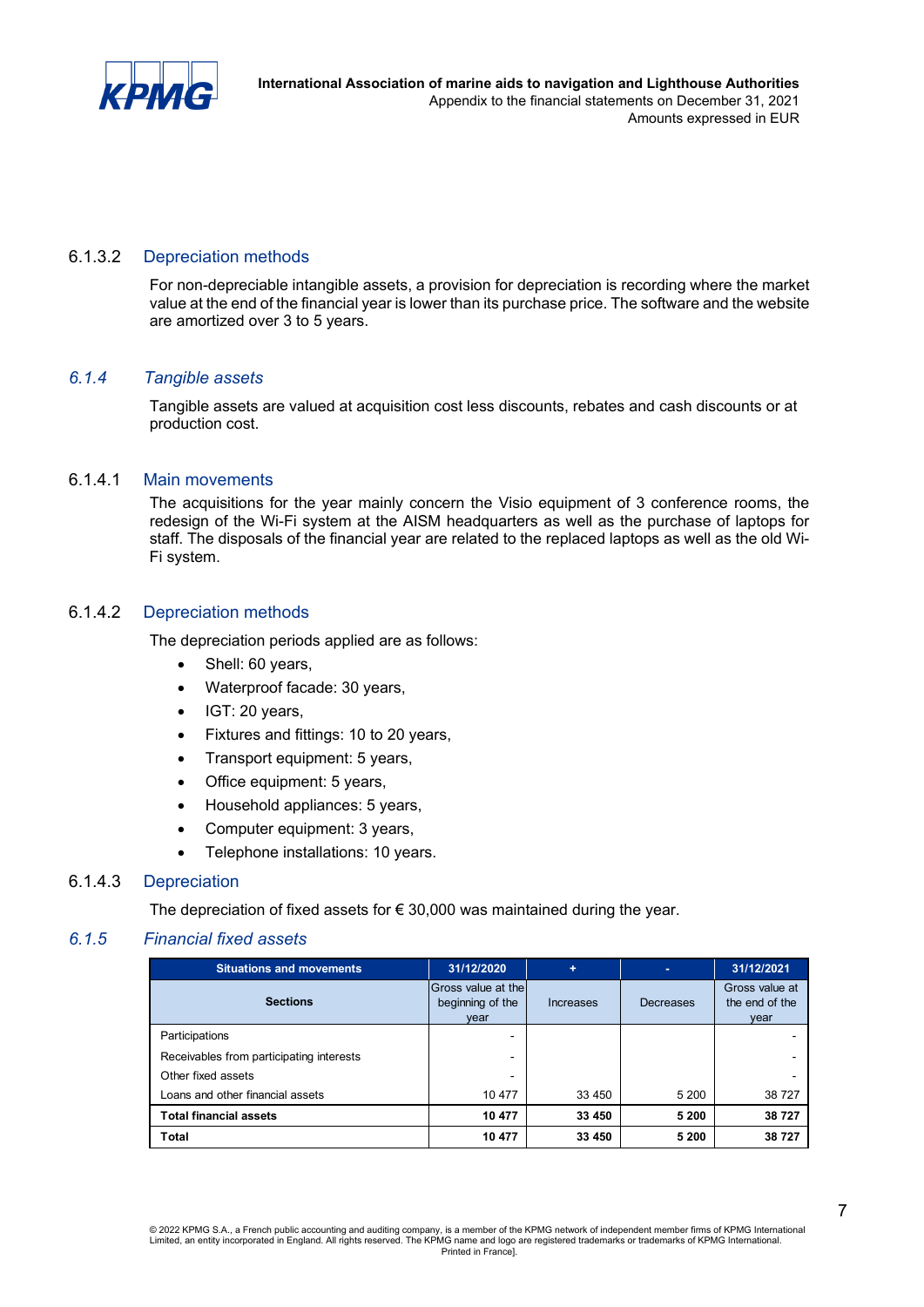#### 6.1.3.2 Depreciation methods

For non-depreciable intangible assets, a provision for depreciation is recording where the market value at the end of the financial year is lower than its purchase price. The software and the website are amortized over 3 to 5 years.

### *6.1.4 Tangible assets*

Tangible assets are valued at acquisition cost less discounts, rebates and cash discounts or at production cost.

#### 6.1.4.1 Main movements

The acquisitions for the year mainly concern the Visio equipment of 3 conference rooms, the redesign of the Wi-Fi system at the AISM headquarters as well as the purchase of laptops for staff. The disposals of the financial year are related to the replaced laptops as well as the old Wi-Fi system.

#### 6.1.4.2 Depreciation methods

The depreciation periods applied are as follows:

- Shell: 60 years,
- Waterproof facade: 30 years,
- IGT: 20 years,
- Fixtures and fittings: 10 to 20 years,
- Transport equipment: 5 years,
- Office equipment: 5 years,
- Household appliances: 5 years,
- Computer equipment: 3 years,
- Telephone installations: 10 years.

#### 6.1.4.3 Depreciation

The depreciation of fixed assets for € 30,000 was maintained during the year.

### *6.1.5 Financial fixed assets*

| Situations and movements | 31/12/2020 | + | - | 31/12/2021 |
|---|---|---|---|---|
| **Sections** | Gross value at the beginning of the year | Increases | Decreases | Gross value at the end of the year |
| Participations | - | | | - |
| Receivables from participating interests | - | | | - |
| Other fixed assets | - | | | - |
| Loans and other financial assets | 10 477 | 33 450 | 5 200 | 38 727 |
| **Total financial assets** | **10 477** | **33 450** | **5 200** | **38 727** |
| **Total** | **10 477** | **33 450** | **5 200** | **38 727** |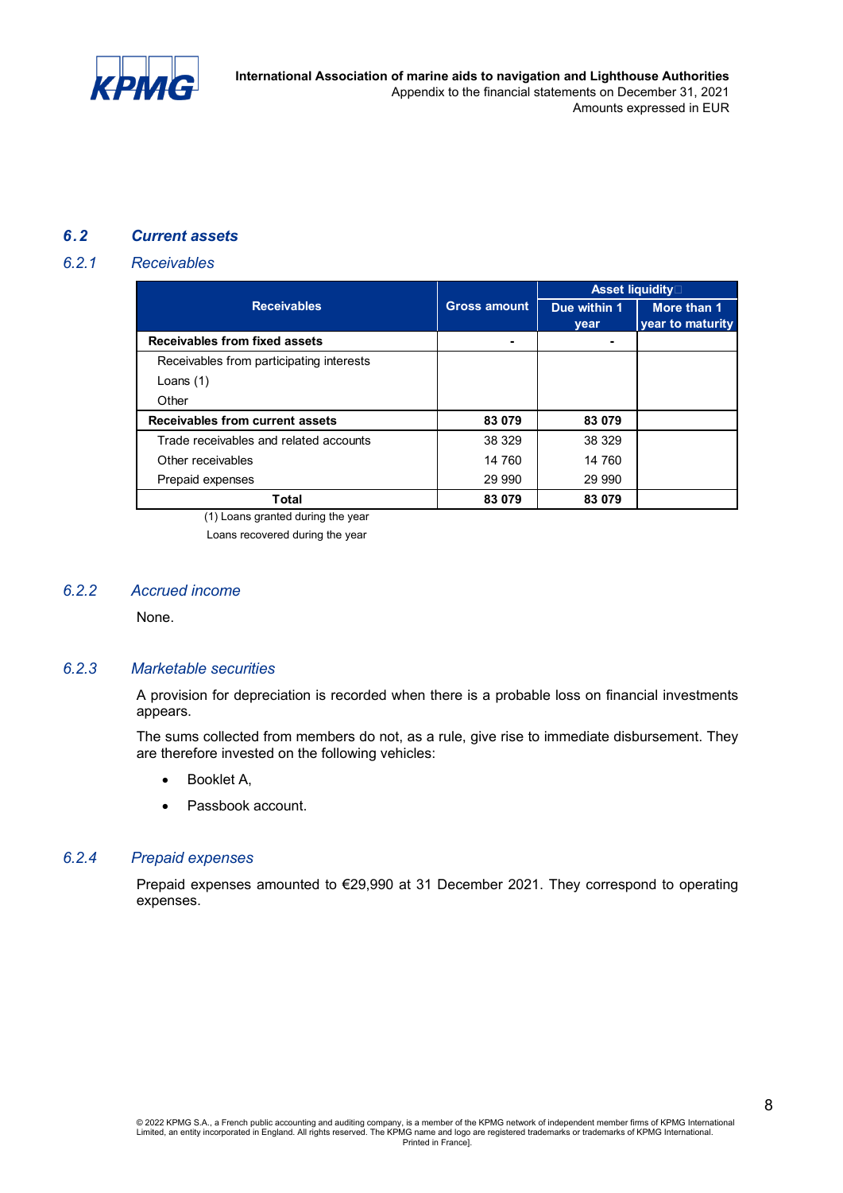## 6.2 Current assets

### 6.2.1 Receivables

| Receivables | Gross amount | Asset liquidity | |
|---|---|---|---|
| | | Due within 1 year | More than 1 year to maturity |
| **Receivables from fixed assets** | **-** | **-** | |
| Receivables from participating interests | | | |
| Loans (1) | | | |
| Other | | | |
| **Receivables from current assets** | **83 079** | **83 079** | |
| Trade receivables and related accounts | 38 329 | 38 329 | |
| Other receivables | 14 760 | 14 760 | |
| Prepaid expenses | 29 990 | 29 990 | |
| **Total** | **83 079** | **83 079** | |

(1) Loans granted during the year

Loans recovered during the year

### 6.2.2 Accrued income

None.

### 6.2.3 Marketable securities

A provision for depreciation is recorded when there is a probable loss on financial investments appears.

The sums collected from members do not, as a rule, give rise to immediate disbursement. They are therefore invested on the following vehicles:

- Booklet A,
- Passbook account.

### 6.2.4 Prepaid expenses

Prepaid expenses amounted to €29,990 at 31 December 2021. They correspond to operating expenses.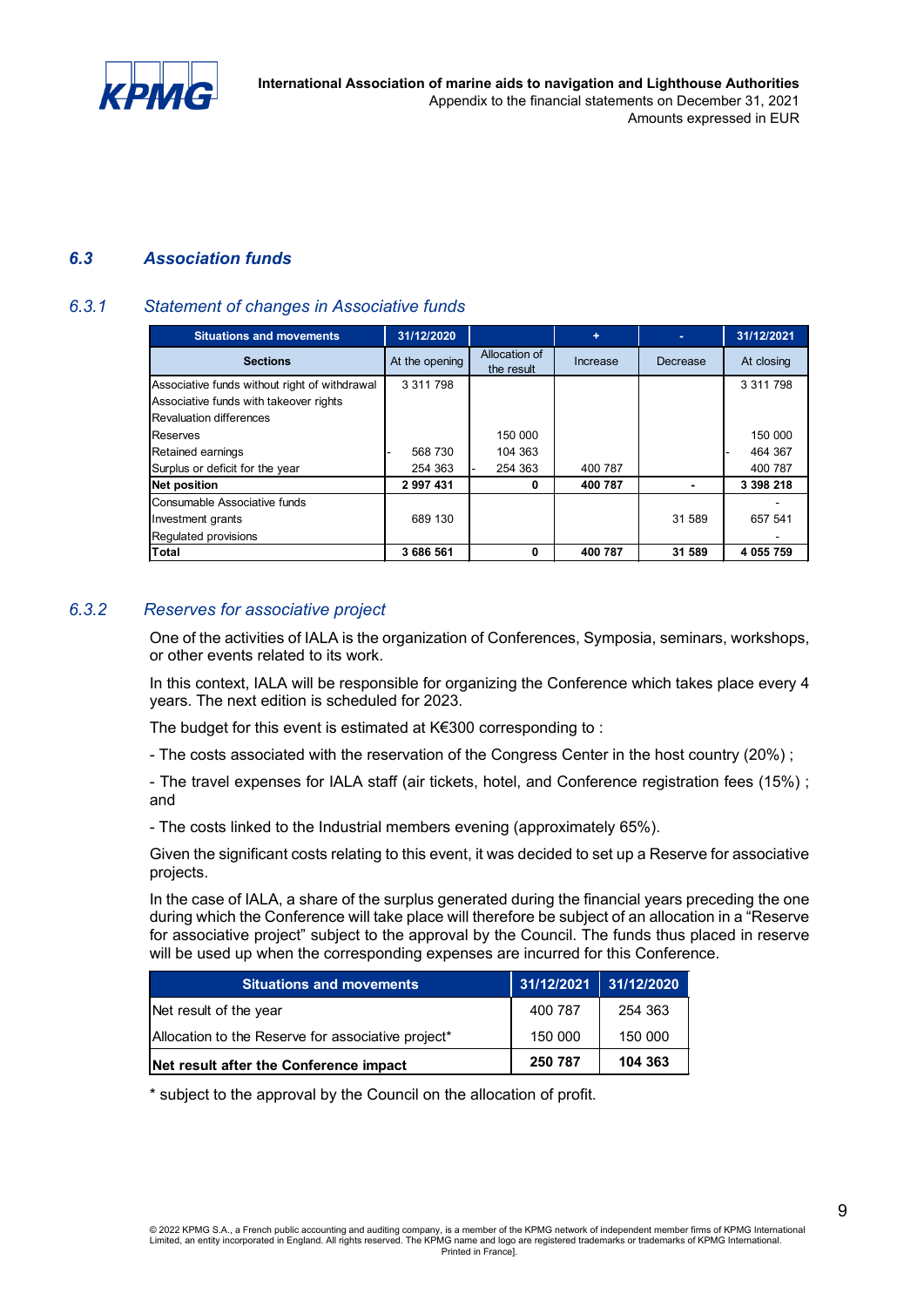## 6.3 Association funds

### 6.3.1 Statement of changes in Associative funds

| Situations and movements | 31/12/2020 | | + | - | 31/12/2021 |
|---|---|---|---|---|---|
| **Sections** | At the opening | Allocation of the result | Increase | Decrease | At closing |
| Associative funds without right of withdrawal | 3 311 798 | | | | 3 311 798 |
| Associative funds with takeover rights | | | | | |
| Revaluation differences | | | | | |
| Reserves | | 150 000 | | | 150 000 |
| Retained earnings | - 568 730 | 104 363 | | | - 464 367 |
| Surplus or deficit for the year | 254 363 | - 254 363 | 400 787 | | 400 787 |
| **Net position** | **2 997 431** | **0** | **400 787** | **-** | **3 398 218** |
| Consumable Associative funds | | | | | - |
| Investment grants | 689 130 | | | 31 589 | 657 541 |
| Regulated provisions | | | | | - |
| **Total** | **3 686 561** | **0** | **400 787** | **31 589** | **4 055 759** |

### 6.3.2 Reserves for associative project

One of the activities of IALA is the organization of Conferences, Symposia, seminars, workshops, or other events related to its work.

In this context, IALA will be responsible for organizing the Conference which takes place every 4 years. The next edition is scheduled for 2023.

The budget for this event is estimated at K€300 corresponding to :

- The costs associated with the reservation of the Congress Center in the host country (20%) ;

- The travel expenses for IALA staff (air tickets, hotel, and Conference registration fees (15%) ; and

- The costs linked to the Industrial members evening (approximately 65%).

Given the significant costs relating to this event, it was decided to set up a Reserve for associative projects.

In the case of IALA, a share of the surplus generated during the financial years preceding the one during which the Conference will take place will therefore be subject of an allocation in a "Reserve for associative project" subject to the approval by the Council. The funds thus placed in reserve will be used up when the corresponding expenses are incurred for this Conference.

| Situations and movements | 31/12/2021 | 31/12/2020 |
|---|---|---|
| Net result of the year | 400 787 | 254 363 |
| Allocation to the Reserve for associative project* | 150 000 | 150 000 |
| **Net result after the Conference impact** | **250 787** | **104 363** |

* subject to the approval by the Council on the allocation of profit.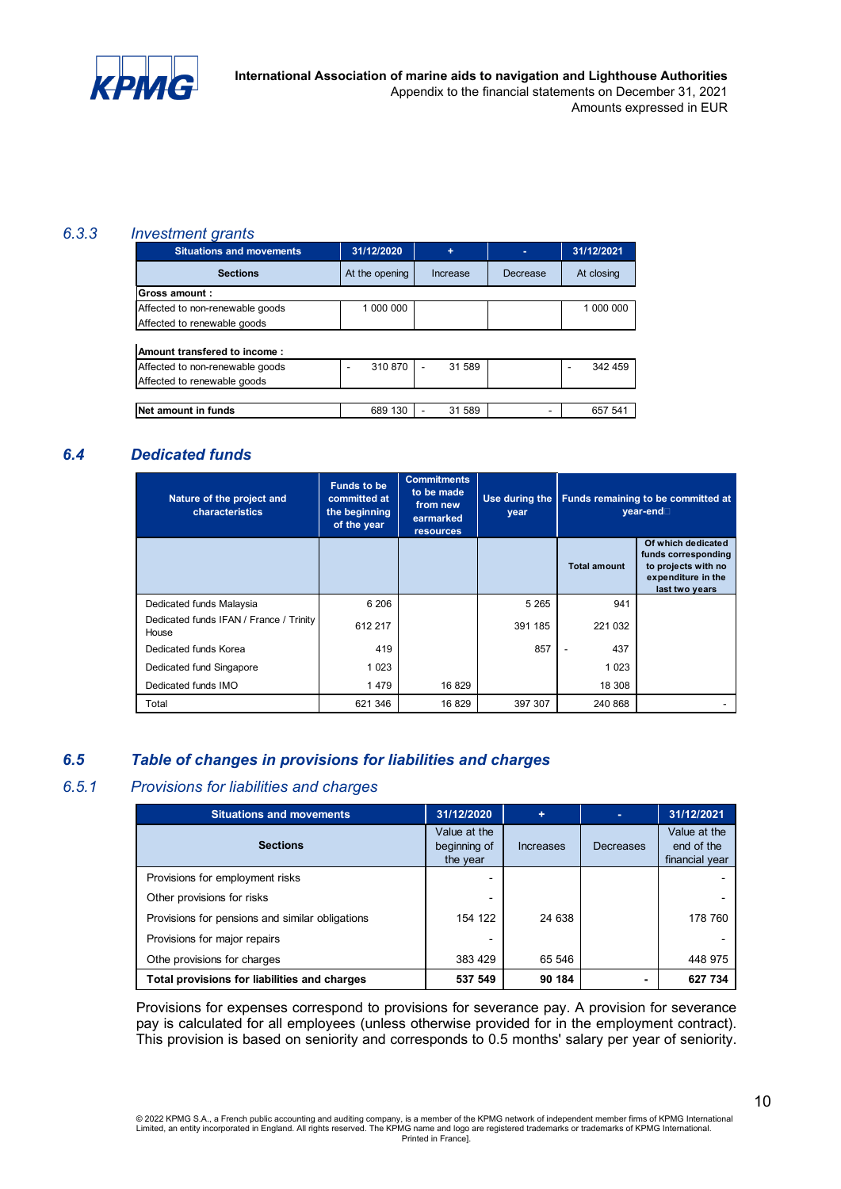International Association of marine aids to navigation and Lighthouse Authorities
Appendix to the financial statements on December 31, 2021
Amounts expressed in EUR

### 6.3.3 *Investment grants*

| Situations and movements | 31/12/2020 | + | - | 31/12/2021 |
|---|---|---|---|---|
| **Sections** | At the opening | Increase | Decrease | At closing |
| **Gross amount :** | | | | |
| Affected to non-renewable goods | 1 000 000 | | | 1 000 000 |
| Affected to renewable goods | | | | |
| | | | | |
| **Amount transfered to income :** | | | | |
| Affected to non-renewable goods | - 310 870 | - 31 589 | | - 342 459 |
| Affected to renewable goods | | | | |
| | | | | |
| **Net amount in funds** | 689 130 | - 31 589 | - | 657 541 |

## 6.4 *Dedicated funds*

| Nature of the project and characteristics | Funds to be committed at the beginning of the year | Commitments to be made from new earmarked resources | Use during the year | Funds remaining to be committed at year-end | |
|---|---|---|---|---|---|
| | | | | Total amount | Of which dedicated funds corresponding to projects with no expenditure in the last two years |
| Dedicated funds Malaysia | 6 206 | | 5 265 | 941 | |
| Dedicated funds IFAN / France / Trinity House | 612 217 | | 391 185 | 221 032 | |
| Dedicated funds Korea | 419 | | 857 | - 437 | |
| Dedicated fund Singapore | 1 023 | | | 1 023 | |
| Dedicated funds IMO | 1 479 | 16 829 | | 18 308 | |
| Total | 621 346 | 16 829 | 397 307 | 240 868 | - |

## 6.5 *Table of changes in provisions for liabilities and charges*

### 6.5.1 *Provisions for liabilities and charges*

| Situations and movements | 31/12/2020 | + | - | 31/12/2021 |
|---|---|---|---|---|
| **Sections** | Value at the beginning of the year | Increases | Decreases | Value at the end of the financial year |
| Provisions for employment risks | - | | | - |
| Other provisions for risks | - | | | - |
| Provisions for pensions and similar obligations | 154 122 | 24 638 | | 178 760 |
| Provisions for major repairs | - | | | - |
| Othe provisions for charges | 383 429 | 65 546 | | 448 975 |
| **Total provisions for liabilities and charges** | **537 549** | **90 184** | **-** | **627 734** |

Provisions for expenses correspond to provisions for severance pay. A provision for severance pay is calculated for all employees (unless otherwise provided for in the employment contract). This provision is based on seniority and corresponds to 0.5 months' salary per year of seniority.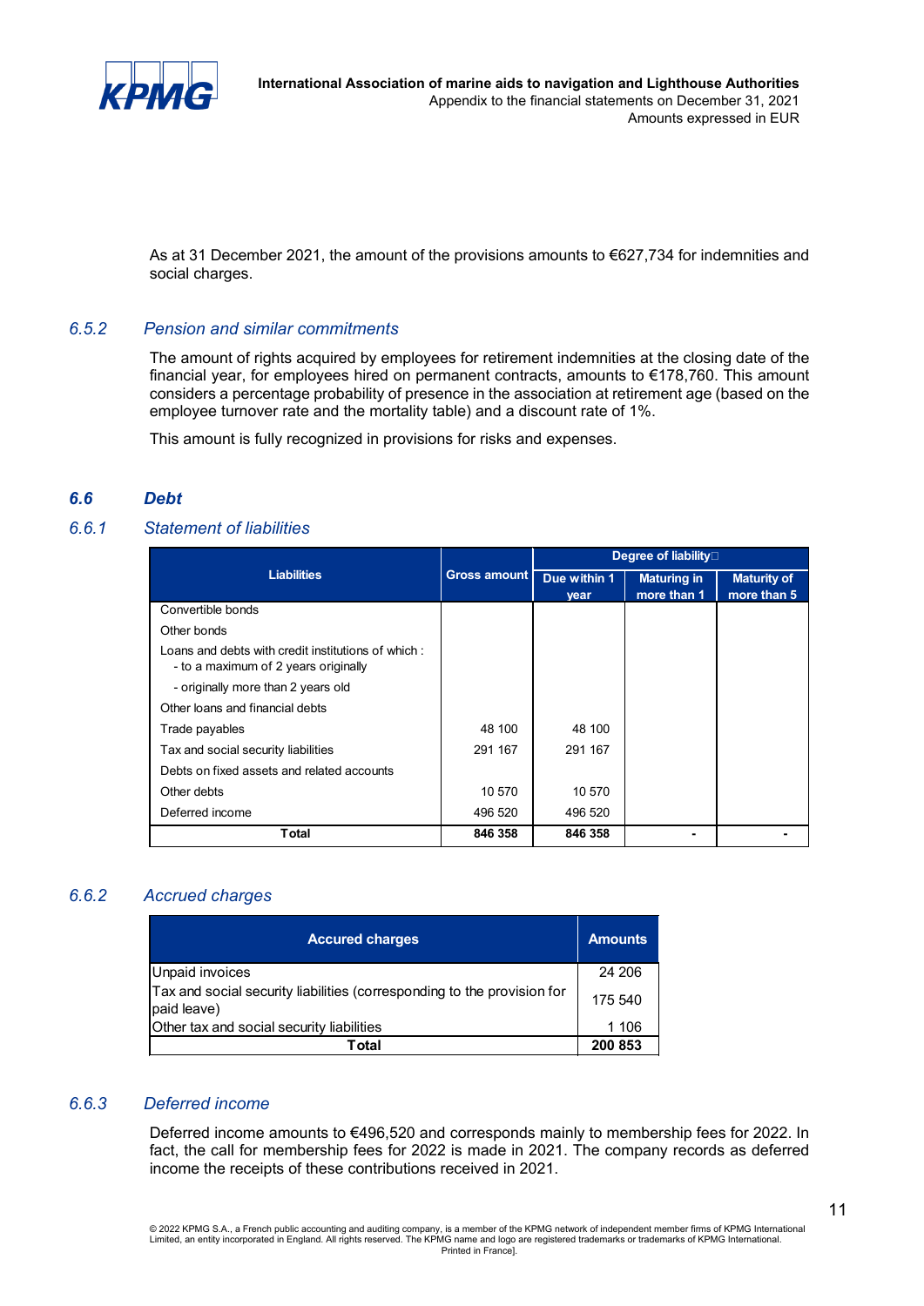As at 31 December 2021, the amount of the provisions amounts to €627,734 for indemnities and social charges.

### 6.5.2 *Pension and similar commitments*

The amount of rights acquired by employees for retirement indemnities at the closing date of the financial year, for employees hired on permanent contracts, amounts to €178,760. This amount considers a percentage probability of presence in the association at retirement age (based on the employee turnover rate and the mortality table) and a discount rate of 1%.

This amount is fully recognized in provisions for risks and expenses.

## 6.6 Debt

### 6.6.1 *Statement of liabilities*

| Liabilities | Gross amount | Degree of liability | | |
|---|---|---|---|---|
| | | Due within 1 year | Maturing in more than 1 | Maturity of more than 5 |
| Convertible bonds | | | | |
| Other bonds | | | | |
| Loans and debts with credit institutions of which : - to a maximum of 2 years originally | | | | |
| - originally more than 2 years old | | | | |
| Other loans and financial debts | | | | |
| Trade payables | 48 100 | 48 100 | | |
| Tax and social security liabilities | 291 167 | 291 167 | | |
| Debts on fixed assets and related accounts | | | | |
| Other debts | 10 570 | 10 570 | | |
| Deferred income | 496 520 | 496 520 | | |
| **Total** | **846 358** | **846 358** | **-** | **-** |

### 6.6.2 *Accrued charges*

| Accured charges | Amounts |
|---|---|
| Unpaid invoices | 24 206 |
| Tax and social security liabilities (corresponding to the provision for paid leave) | 175 540 |
| Other tax and social security liabilities | 1 106 |
| **Total** | **200 853** |

### 6.6.3 *Deferred income*

Deferred income amounts to €496,520 and corresponds mainly to membership fees for 2022. In fact, the call for membership fees for 2022 is made in 2021. The company records as deferred income the receipts of these contributions received in 2021.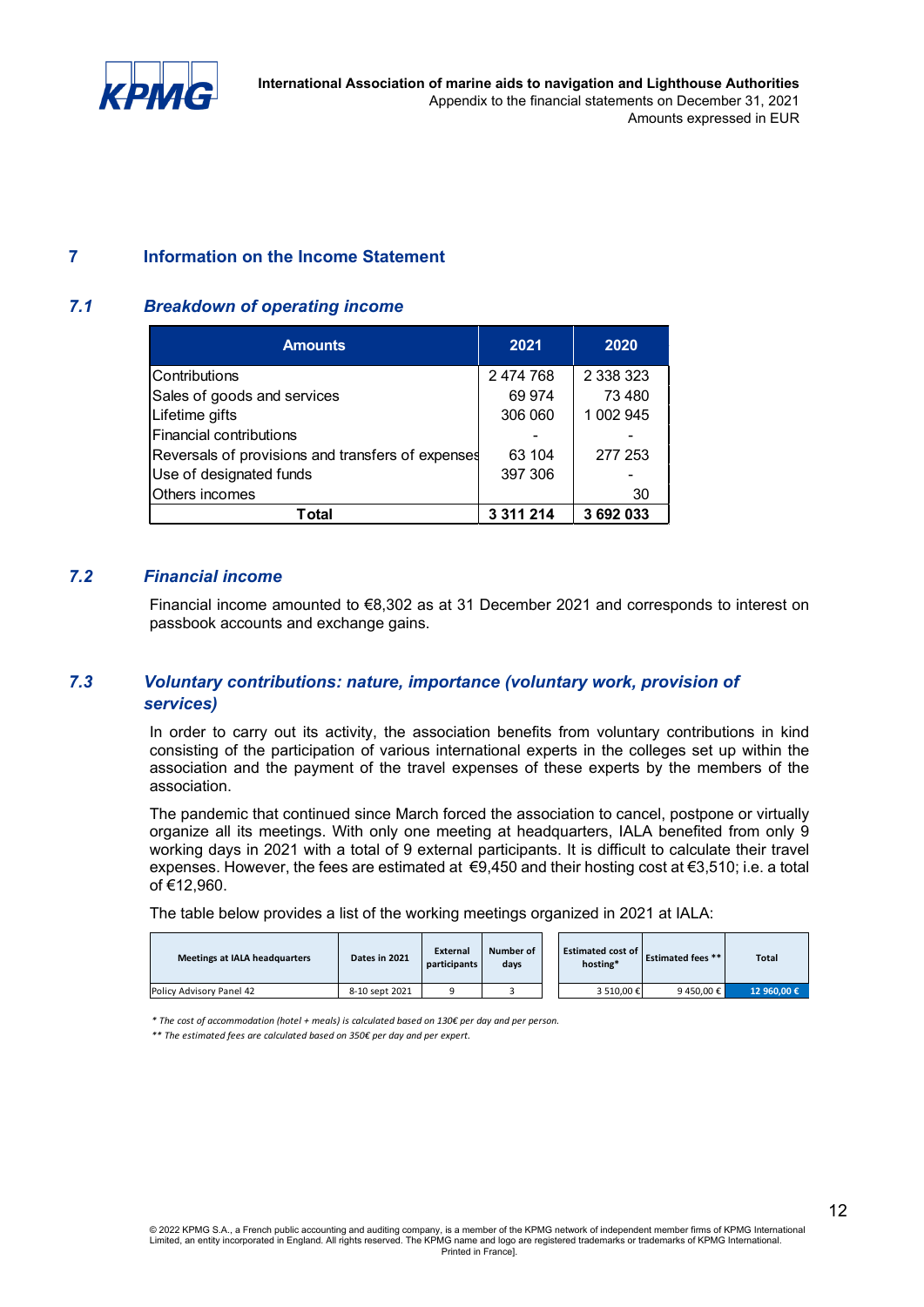## 7 Information on the Income Statement

### 7.1 *Breakdown of operating income*

| Amounts | 2021 | 2020 |
|---|---|---|
| Contributions | 2 474 768 | 2 338 323 |
| Sales of goods and services | 69 974 | 73 480 |
| Lifetime gifts | 306 060 | 1 002 945 |
| Financial contributions | - | - |
| Reversals of provisions and transfers of expenses | 63 104 | 277 253 |
| Use of designated funds | 397 306 | - |
| Others incomes | | 30 |
| **Total** | **3 311 214** | **3 692 033** |

### 7.2 *Financial income*

Financial income amounted to €8,302 as at 31 December 2021 and corresponds to interest on passbook accounts and exchange gains.

### 7.3 *Voluntary contributions: nature, importance (voluntary work, provision of services)*

In order to carry out its activity, the association benefits from voluntary contributions in kind consisting of the participation of various international experts in the colleges set up within the association and the payment of the travel expenses of these experts by the members of the association.

The pandemic that continued since March forced the association to cancel, postpone or virtually organize all its meetings. With only one meeting at headquarters, IALA benefited from only 9 working days in 2021 with a total of 9 external participants. It is difficult to calculate their travel expenses. However, the fees are estimated at €9,450 and their hosting cost at €3,510; i.e. a total of €12,960.

The table below provides a list of the working meetings organized in 2021 at IALA:

| Meetings at IALA headquarters | Dates in 2021 | External participants | Number of days | Estimated cost of hosting* | Estimated fees ** | Total |
|---|---|---|---|---|---|---|
| Policy Advisory Panel 42 | 8-10 sept 2021 | 9 | 3 | 3 510,00 € | 9 450,00 € | 12 960,00 € |

*\* The cost of accommodation (hotel + meals) is calculated based on 130€ per day and per person.*

*\*\* The estimated fees are calculated based on 350€ per day and per expert.*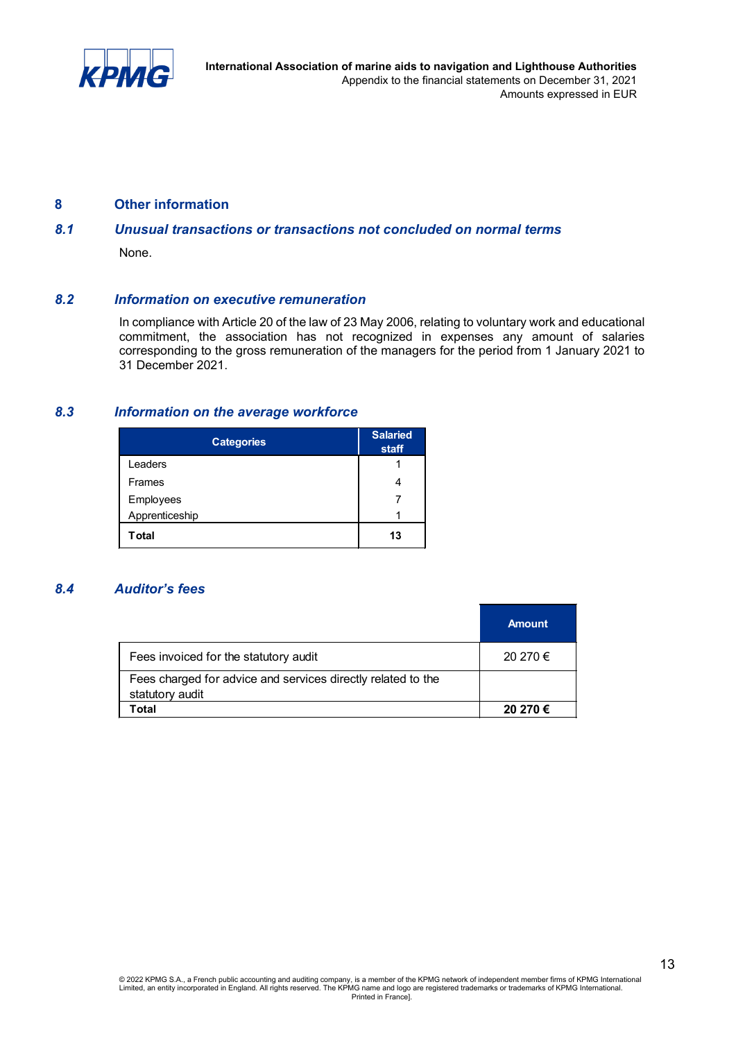## 8 Other information

### *8.1 Unusual transactions or transactions not concluded on normal terms*

None.

### *8.2 Information on executive remuneration*

In compliance with Article 20 of the law of 23 May 2006, relating to voluntary work and educational commitment, the association has not recognized in expenses any amount of salaries corresponding to the gross remuneration of the managers for the period from 1 January 2021 to 31 December 2021.

### *8.3 Information on the average workforce*

| Categories | Salaried staff |
|---|---|
| Leaders | 1 |
| Frames | 4 |
| Employees | 7 |
| Apprenticeship | 1 |
| **Total** | **13** |

### *8.4 Auditor's fees*

| | Amount |
|---|---|
| Fees invoiced for the statutory audit | 20 270 € |
| Fees charged for advice and services directly related to the statutory audit | |
| **Total** | **20 270 €** |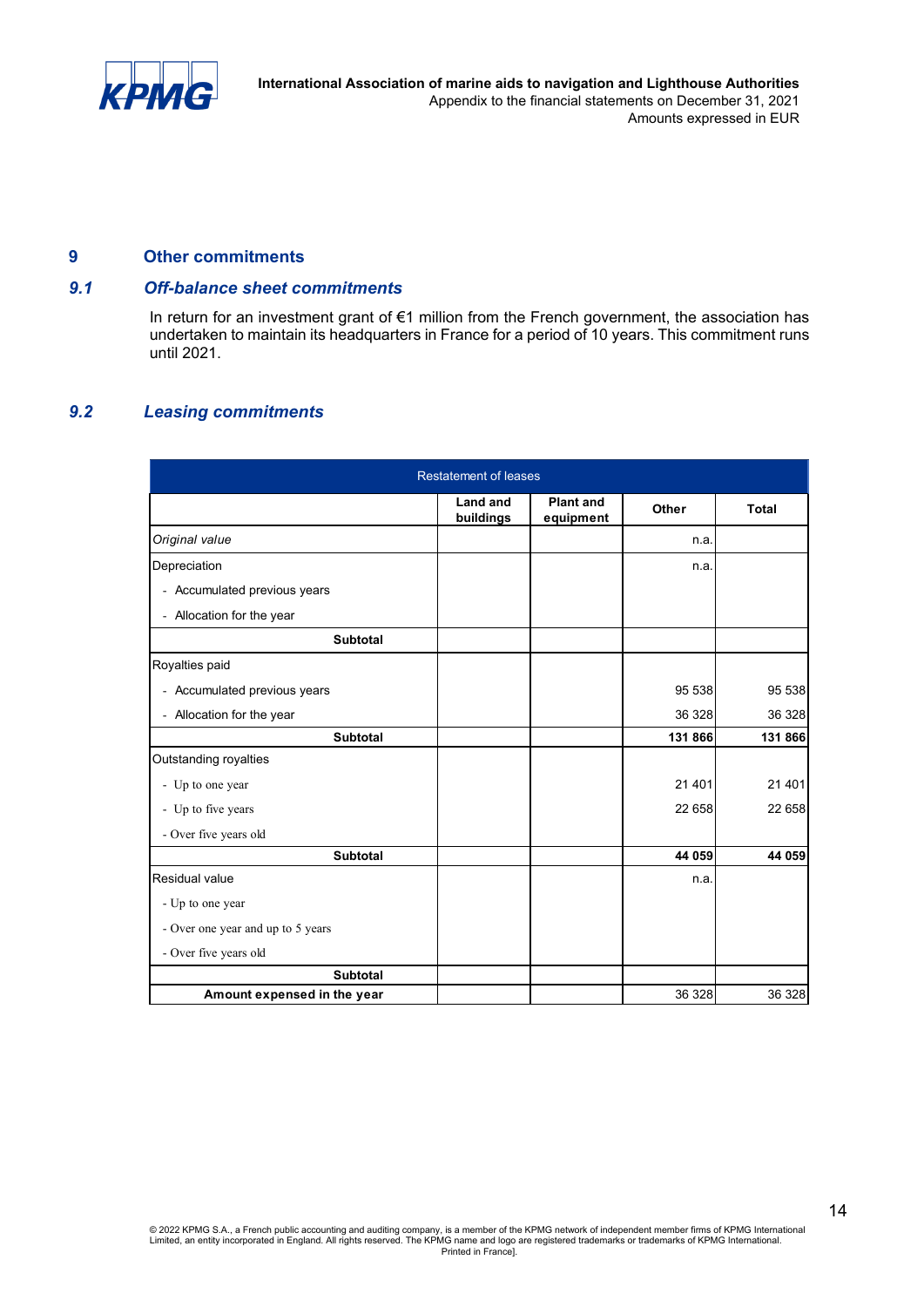## 9 Other commitments

### *9.1 Off-balance sheet commitments*

In return for an investment grant of €1 million from the French government, the association has undertaken to maintain its headquarters in France for a period of 10 years. This commitment runs until 2021.

### *9.2 Leasing commitments*

| Restatement of leases | | | | |
|---|---|---|---|---|
| | **Land and buildings** | **Plant and equipment** | **Other** | **Total** |
| *Original value* | | | n.a. | |
| Depreciation | | | n.a. | |
| - Accumulated previous years | | | | |
| - Allocation for the year | | | | |
| **Subtotal** | | | | |
| Royalties paid | | | | |
| - Accumulated previous years | | | 95 538 | 95 538 |
| - Allocation for the year | | | 36 328 | 36 328 |
| **Subtotal** | | | **131 866** | **131 866** |
| Outstanding royalties | | | | |
| - Up to one year | | | 21 401 | 21 401 |
| - Up to five years | | | 22 658 | 22 658 |
| - Over five years old | | | | |
| **Subtotal** | | | **44 059** | **44 059** |
| Residual value | | | n.a. | |
| - Up to one year | | | | |
| - Over one year and up to 5 years | | | | |
| - Over five years old | | | | |
| **Subtotal** | | | | |
| **Amount expensed in the year** | | | 36 328 | 36 328 |

© 2022 KPMG S.A., a French public accounting and auditing company, is a member of the KPMG network of independent member firms of KPMG International Limited, an entity incorporated in England. All rights reserved. The KPMG name and logo are registered trademarks or trademarks of KPMG International. Printed in France].